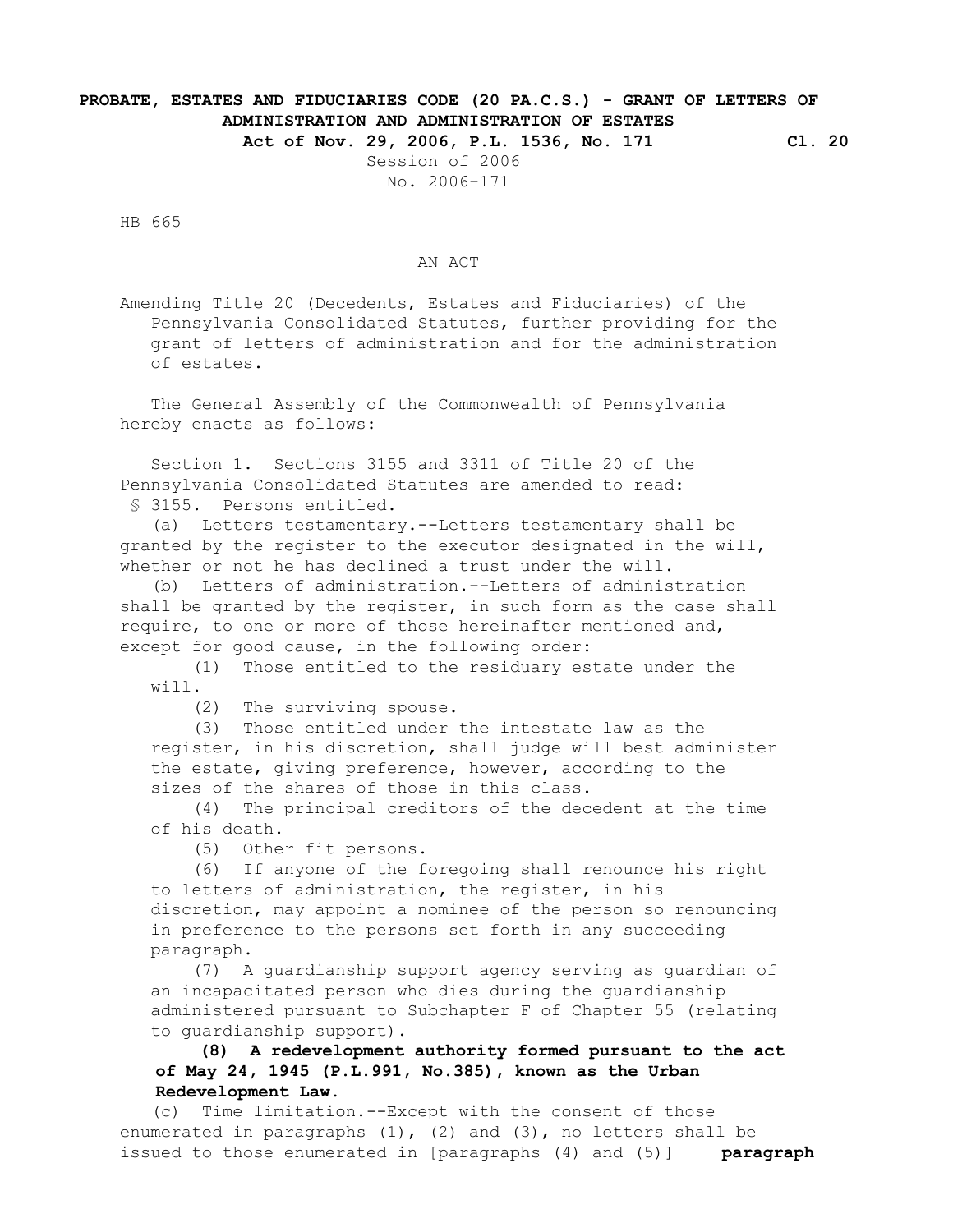**PROBATE, ESTATES AND FIDUCIARIES CODE (20 PA.C.S.) - GRANT OF LETTERS OF ADMINISTRATION AND ADMINISTRATION OF ESTATES**

**Act of Nov. 29, 2006, P.L. 1536, No. 171 Cl. 20**

Session of 2006
No. 2006-171

HB 665

AN ACT

Amending Title 20 (Decedents, Estates and Fiduciaries) of the Pennsylvania Consolidated Statutes, further providing for the grant of letters of administration and for the administration of estates.

The General Assembly of the Commonwealth of Pennsylvania hereby enacts as follows:

Section 1. Sections 3155 and 3311 of Title 20 of the Pennsylvania Consolidated Statutes are amended to read:

§ 3155. Persons entitled.

(a) Letters testamentary.--Letters testamentary shall be granted by the register to the executor designated in the will, whether or not he has declined a trust under the will.

(b) Letters of administration.--Letters of administration shall be granted by the register, in such form as the case shall require, to one or more of those hereinafter mentioned and, except for good cause, in the following order:

(1) Those entitled to the residuary estate under the will.

(2) The surviving spouse.

(3) Those entitled under the intestate law as the register, in his discretion, shall judge will best administer the estate, giving preference, however, according to the sizes of the shares of those in this class.

(4) The principal creditors of the decedent at the time of his death.

(5) Other fit persons.

(6) If anyone of the foregoing shall renounce his right to letters of administration, the register, in his discretion, may appoint a nominee of the person so renouncing in preference to the persons set forth in any succeeding paragraph.

(7) A guardianship support agency serving as guardian of an incapacitated person who dies during the guardianship administered pursuant to Subchapter F of Chapter 55 (relating to guardianship support).

**(8) A redevelopment authority formed pursuant to the act of May 24, 1945 (P.L.991, No.385), known as the Urban Redevelopment Law.**

(c) Time limitation.--Except with the consent of those enumerated in paragraphs (1), (2) and (3), no letters shall be issued to those enumerated in [paragraphs (4) and (5)] **paragraph**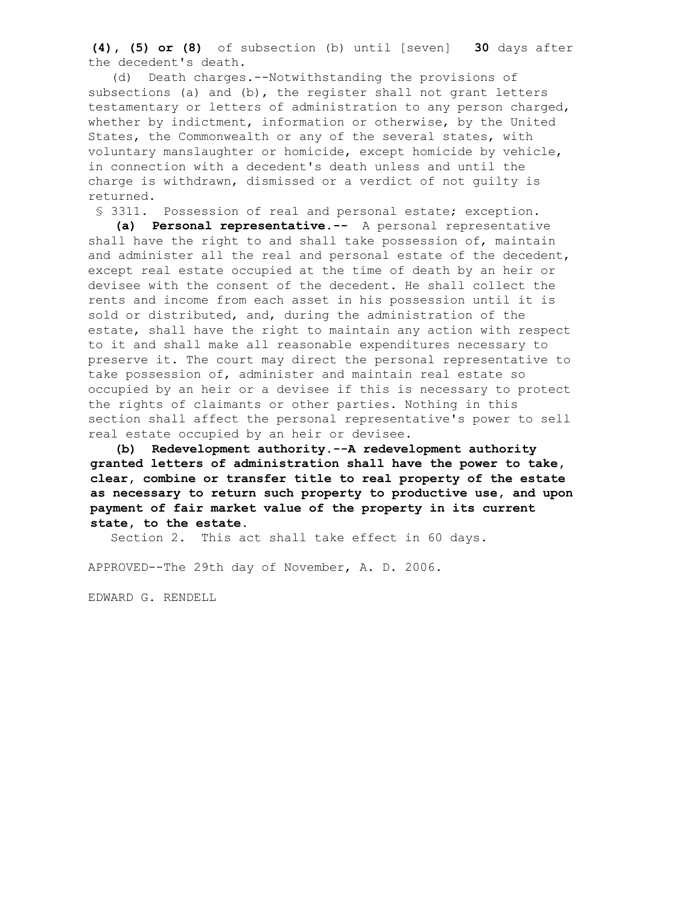**(4), (5) or (8)** of subsection (b) until [seven] **30** days after the decedent's death.

(d) Death charges.--Notwithstanding the provisions of subsections (a) and (b), the register shall not grant letters testamentary or letters of administration to any person charged, whether by indictment, information or otherwise, by the United States, the Commonwealth or any of the several states, with voluntary manslaughter or homicide, except homicide by vehicle, in connection with a decedent's death unless and until the charge is withdrawn, dismissed or a verdict of not guilty is returned.

§ 3311. Possession of real and personal estate; exception.

**(a) Personal representative.--** A personal representative shall have the right to and shall take possession of, maintain and administer all the real and personal estate of the decedent, except real estate occupied at the time of death by an heir or devisee with the consent of the decedent. He shall collect the rents and income from each asset in his possession until it is sold or distributed, and, during the administration of the estate, shall have the right to maintain any action with respect to it and shall make all reasonable expenditures necessary to preserve it. The court may direct the personal representative to take possession of, administer and maintain real estate so occupied by an heir or a devisee if this is necessary to protect the rights of claimants or other parties. Nothing in this section shall affect the personal representative's power to sell real estate occupied by an heir or devisee.

**(b) Redevelopment authority.--A redevelopment authority granted letters of administration shall have the power to take, clear, combine or transfer title to real property of the estate as necessary to return such property to productive use, and upon payment of fair market value of the property in its current state, to the estate.**

Section 2. This act shall take effect in 60 days.

APPROVED--The 29th day of November, A. D. 2006.

EDWARD G. RENDELL